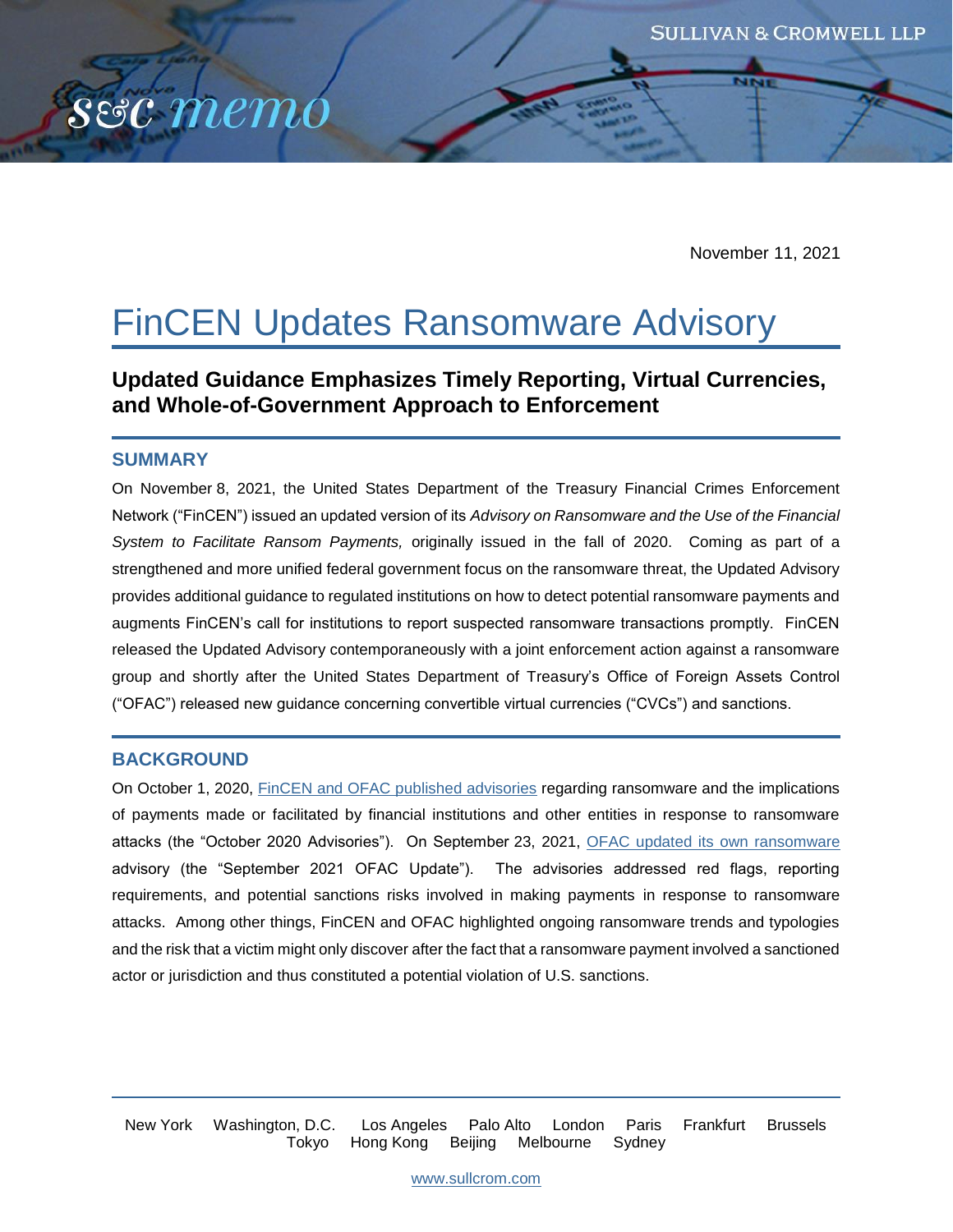November 11, 2021

# FinCEN Updates Ransomware Advisory

## Updated Guidance Emphasizes Timely Reporting, Virtual Currencies, and Whole-of-Government Approach to Enforcement

### SUMMARY

On November 8, 2021, the United States Department of the Treasury Financial Crimes Enforcement Network ("FinCEN") issued an updated version of its *Advisory on Ransomware and the Use of the Financial System to Facilitate Ransom Payments,* originally issued in the fall of 2020. Coming as part of a strengthened and more unified federal government focus on the ransomware threat, the Updated Advisory provides additional guidance to regulated institutions on how to detect potential ransomware payments and augments FinCEN's call for institutions to report suspected ransomware transactions promptly. FinCEN released the Updated Advisory contemporaneously with a joint enforcement action against a ransomware group and shortly after the United States Department of Treasury's Office of Foreign Assets Control ("OFAC") released new guidance concerning convertible virtual currencies ("CVCs") and sanctions.

### BACKGROUND

On October 1, 2020, FinCEN and OFAC published advisories regarding ransomware and the implications of payments made or facilitated by financial institutions and other entities in response to ransomware attacks (the "October 2020 Advisories"). On September 23, 2021, OFAC updated its own ransomware advisory (the "September 2021 OFAC Update"). The advisories addressed red flags, reporting requirements, and potential sanctions risks involved in making payments in response to ransomware attacks. Among other things, FinCEN and OFAC highlighted ongoing ransomware trends and typologies and the risk that a victim might only discover after the fact that a ransomware payment involved a sanctioned actor or jurisdiction and thus constituted a potential violation of U.S. sanctions.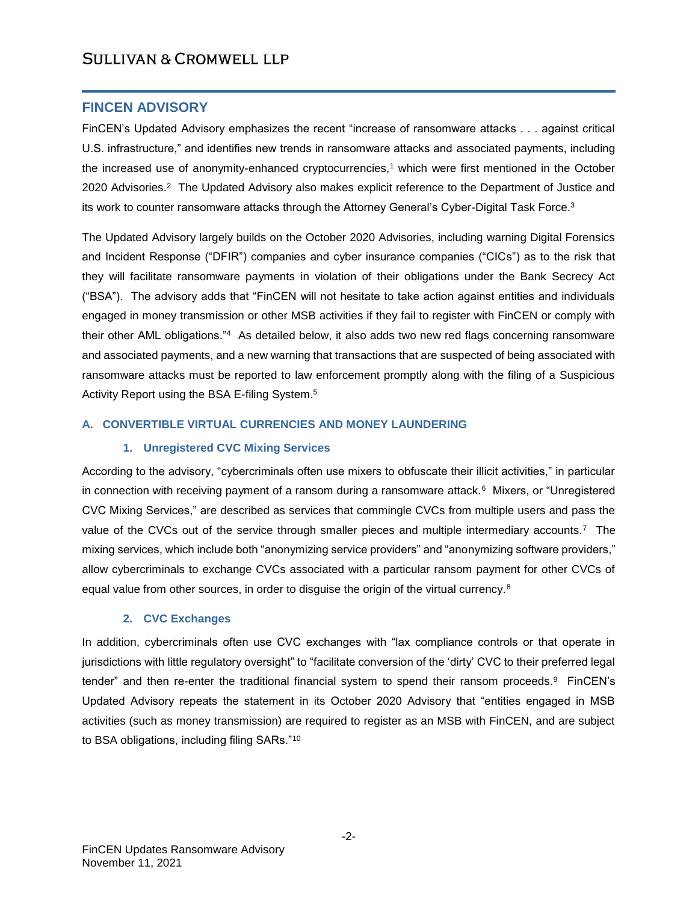## FINCEN ADVISORY

FinCEN's Updated Advisory emphasizes the recent "increase of ransomware attacks . . . against critical U.S. infrastructure," and identifies new trends in ransomware attacks and associated payments, including the increased use of anonymity-enhanced cryptocurrencies,[1] which were first mentioned in the October 2020 Advisories.[2] The Updated Advisory also makes explicit reference to the Department of Justice and its work to counter ransomware attacks through the Attorney General's Cyber-Digital Task Force.[3]

The Updated Advisory largely builds on the October 2020 Advisories, including warning Digital Forensics and Incident Response ("DFIR") companies and cyber insurance companies ("CICs") as to the risk that they will facilitate ransomware payments in violation of their obligations under the Bank Secrecy Act ("BSA"). The advisory adds that "FinCEN will not hesitate to take action against entities and individuals engaged in money transmission or other MSB activities if they fail to register with FinCEN or comply with their other AML obligations."[4] As detailed below, it also adds two new red flags concerning ransomware and associated payments, and a new warning that transactions that are suspected of being associated with ransomware attacks must be reported to law enforcement promptly along with the filing of a Suspicious Activity Report using the BSA E-filing System.[5]

### A. CONVERTIBLE VIRTUAL CURRENCIES AND MONEY LAUNDERING

#### 1. Unregistered CVC Mixing Services

According to the advisory, "cybercriminals often use mixers to obfuscate their illicit activities," in particular in connection with receiving payment of a ransom during a ransomware attack.[6] Mixers, or "Unregistered CVC Mixing Services," are described as services that commingle CVCs from multiple users and pass the value of the CVCs out of the service through smaller pieces and multiple intermediary accounts.[7] The mixing services, which include both "anonymizing service providers" and "anonymizing software providers," allow cybercriminals to exchange CVCs associated with a particular ransom payment for other CVCs of equal value from other sources, in order to disguise the origin of the virtual currency.[8]

#### 2. CVC Exchanges

In addition, cybercriminals often use CVC exchanges with "lax compliance controls or that operate in jurisdictions with little regulatory oversight" to "facilitate conversion of the 'dirty' CVC to their preferred legal tender" and then re-enter the traditional financial system to spend their ransom proceeds.[9] FinCEN's Updated Advisory repeats the statement in its October 2020 Advisory that "entities engaged in MSB activities (such as money transmission) are required to register as an MSB with FinCEN, and are subject to BSA obligations, including filing SARs."[10]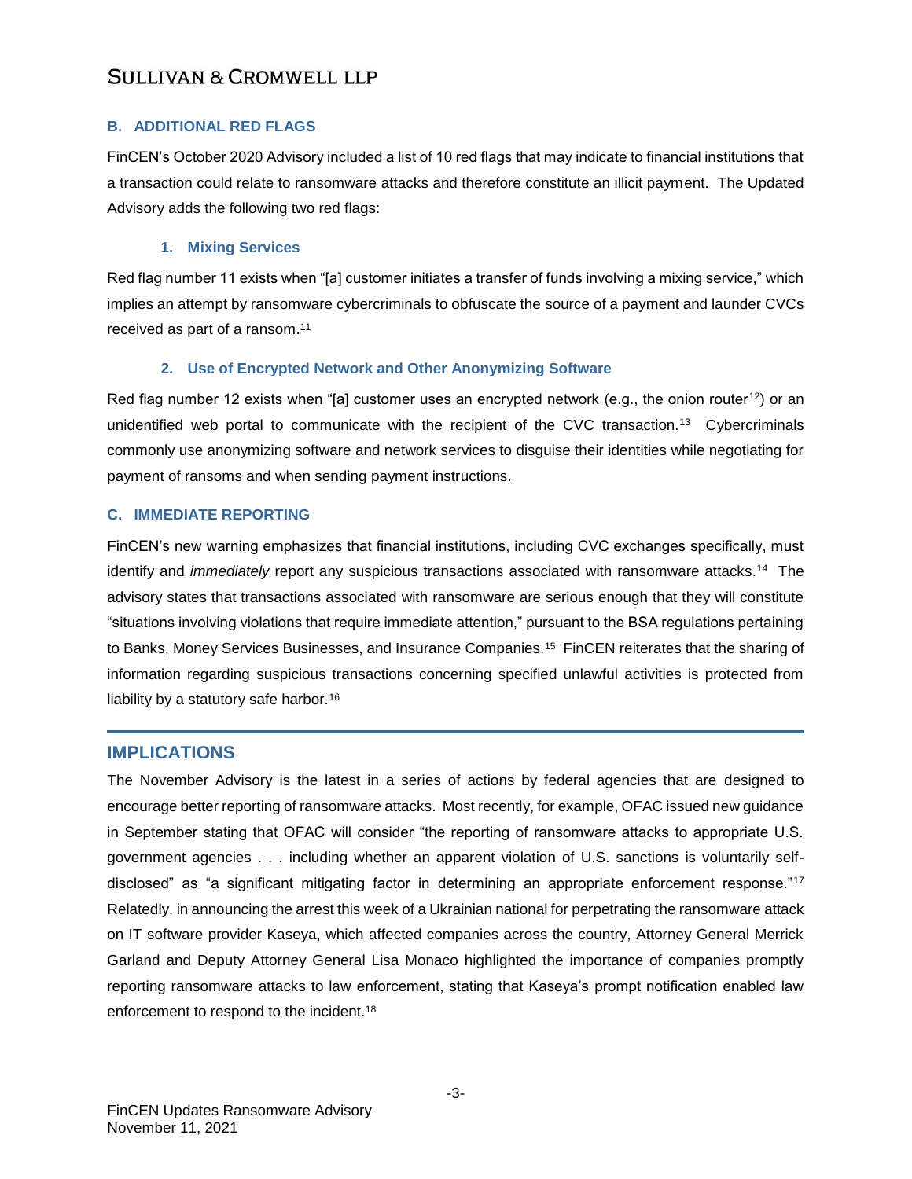### B. ADDITIONAL RED FLAGS

FinCEN's October 2020 Advisory included a list of 10 red flags that may indicate to financial institutions that a transaction could relate to ransomware attacks and therefore constitute an illicit payment. The Updated Advisory adds the following two red flags:

#### 1. Mixing Services

Red flag number 11 exists when "[a] customer initiates a transfer of funds involving a mixing service," which implies an attempt by ransomware cybercriminals to obfuscate the source of a payment and launder CVCs received as part of a ransom.[11]

#### 2. Use of Encrypted Network and Other Anonymizing Software

Red flag number 12 exists when "[a] customer uses an encrypted network (e.g., the onion router[12]) or an unidentified web portal to communicate with the recipient of the CVC transaction.[13] Cybercriminals commonly use anonymizing software and network services to disguise their identities while negotiating for payment of ransoms and when sending payment instructions.

### C. IMMEDIATE REPORTING

FinCEN's new warning emphasizes that financial institutions, including CVC exchanges specifically, must identify and *immediately* report any suspicious transactions associated with ransomware attacks.[14] The advisory states that transactions associated with ransomware are serious enough that they will constitute "situations involving violations that require immediate attention," pursuant to the BSA regulations pertaining to Banks, Money Services Businesses, and Insurance Companies.[15] FinCEN reiterates that the sharing of information regarding suspicious transactions concerning specified unlawful activities is protected from liability by a statutory safe harbor.[16]

## IMPLICATIONS

The November Advisory is the latest in a series of actions by federal agencies that are designed to encourage better reporting of ransomware attacks. Most recently, for example, OFAC issued new guidance in September stating that OFAC will consider "the reporting of ransomware attacks to appropriate U.S. government agencies . . . including whether an apparent violation of U.S. sanctions is voluntarily self-disclosed" as "a significant mitigating factor in determining an appropriate enforcement response."[17] Relatedly, in announcing the arrest this week of a Ukrainian national for perpetrating the ransomware attack on IT software provider Kaseya, which affected companies across the country, Attorney General Merrick Garland and Deputy Attorney General Lisa Monaco highlighted the importance of companies promptly reporting ransomware attacks to law enforcement, stating that Kaseya's prompt notification enabled law enforcement to respond to the incident.[18]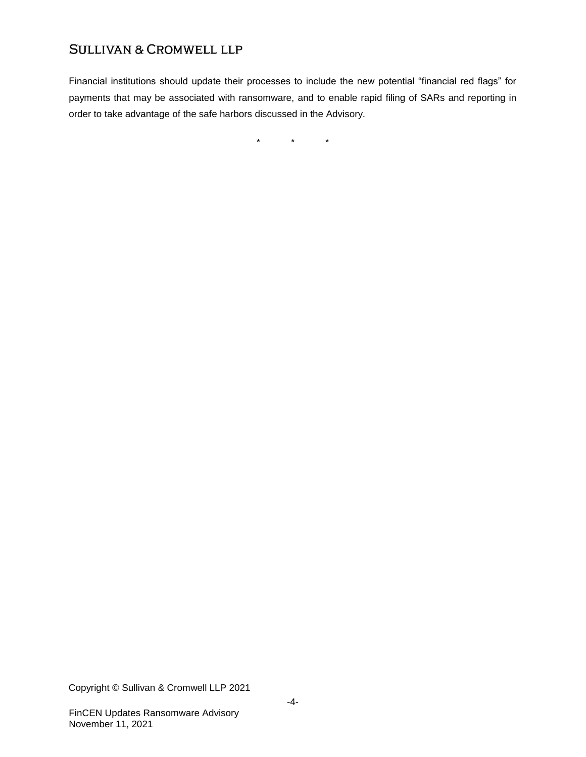Financial institutions should update their processes to include the new potential "financial red flags" for payments that may be associated with ransomware, and to enable rapid filing of SARs and reporting in order to take advantage of the safe harbors discussed in the Advisory.

\* \* \*

Copyright © Sullivan & Cromwell LLP 2021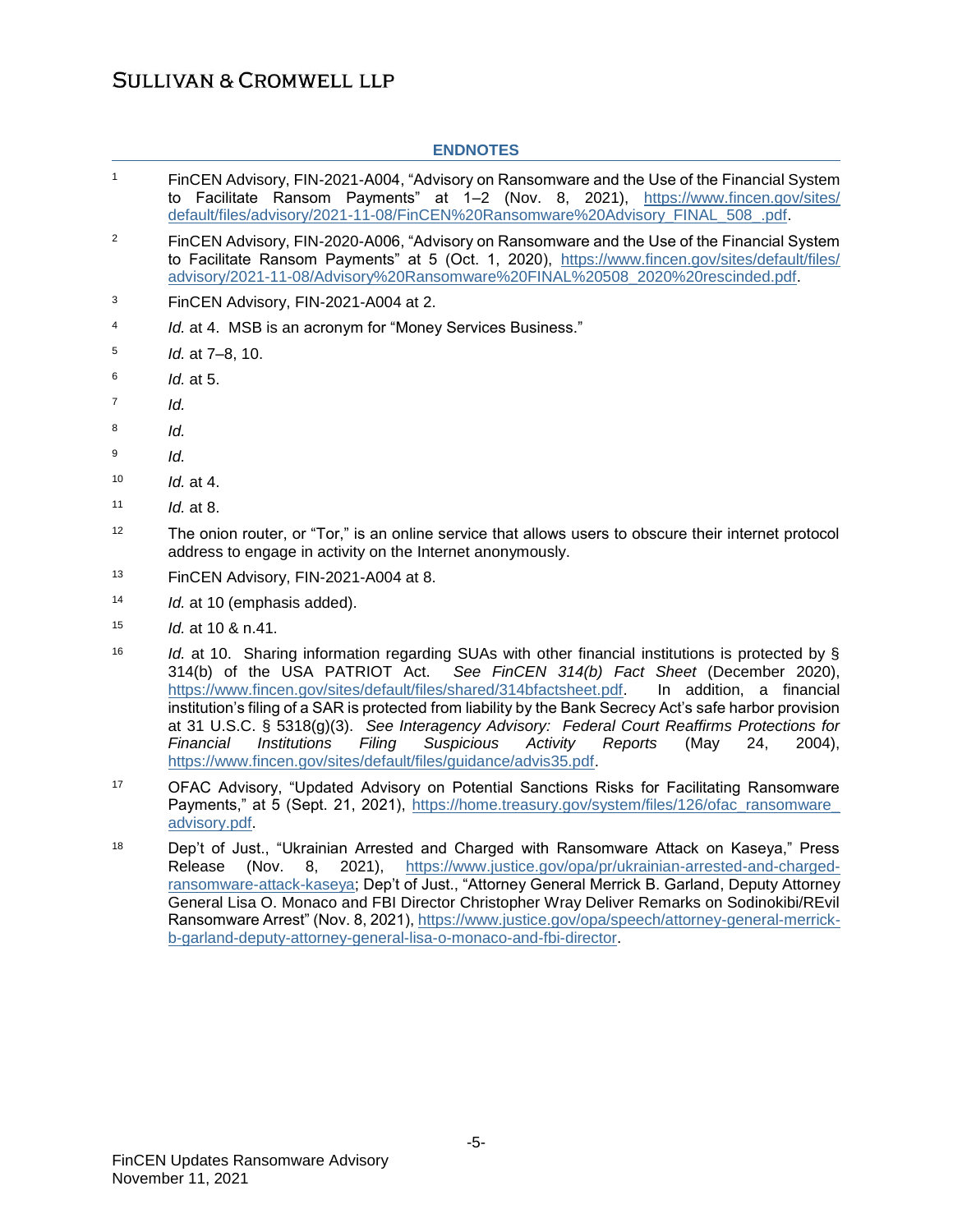## ENDNOTES

1. FinCEN Advisory, FIN-2021-A004, "Advisory on Ransomware and the Use of the Financial System to Facilitate Ransom Payments" at 1–2 (Nov. 8, 2021), https://www.fincen.gov/sites/default/files/advisory/2021-11-08/FinCEN%20Ransomware%20Advisory_FINAL_508_.pdf.

2. FinCEN Advisory, FIN-2020-A006, "Advisory on Ransomware and the Use of the Financial System to Facilitate Ransom Payments" at 5 (Oct. 1, 2020), https://www.fincen.gov/sites/default/files/advisory/2021-11-08/Advisory%20Ransomware%20FINAL%20508_2020%20rescinded.pdf.

3. FinCEN Advisory, FIN-2021-A004 at 2.

4. *Id.* at 4. MSB is an acronym for "Money Services Business."

5. *Id.* at 7–8, 10.

6. *Id.* at 5.

7. *Id.*

8. *Id.*

9. *Id.*

10. *Id.* at 4.

11. *Id.* at 8.

12. The onion router, or "Tor," is an online service that allows users to obscure their internet protocol address to engage in activity on the Internet anonymously.

13. FinCEN Advisory, FIN-2021-A004 at 8.

14. *Id.* at 10 (emphasis added).

15. *Id.* at 10 & n.41.

16. *Id.* at 10. Sharing information regarding SUAs with other financial institutions is protected by § 314(b) of the USA PATRIOT Act. *See FinCEN 314(b) Fact Sheet* (December 2020), https://www.fincen.gov/sites/default/files/shared/314bfactsheet.pdf. In addition, a financial institution's filing of a SAR is protected from liability by the Bank Secrecy Act's safe harbor provision at 31 U.S.C. § 5318(g)(3). *See Interagency Advisory: Federal Court Reaffirms Protections for Financial Institutions Filing Suspicious Activity Reports* (May 24, 2004), https://www.fincen.gov/sites/default/files/guidance/advis35.pdf.

17. OFAC Advisory, "Updated Advisory on Potential Sanctions Risks for Facilitating Ransomware Payments," at 5 (Sept. 21, 2021), https://home.treasury.gov/system/files/126/ofac_ransomware_advisory.pdf.

18. Dep't of Just., "Ukrainian Arrested and Charged with Ransomware Attack on Kaseya," Press Release (Nov. 8, 2021), https://www.justice.gov/opa/pr/ukrainian-arrested-and-charged-ransomware-attack-kaseya; Dep't of Just., "Attorney General Merrick B. Garland, Deputy Attorney General Lisa O. Monaco and FBI Director Christopher Wray Deliver Remarks on Sodinokibi/REvil Ransomware Arrest" (Nov. 8, 2021), https://www.justice.gov/opa/speech/attorney-general-merrick-b-garland-deputy-attorney-general-lisa-o-monaco-and-fbi-director.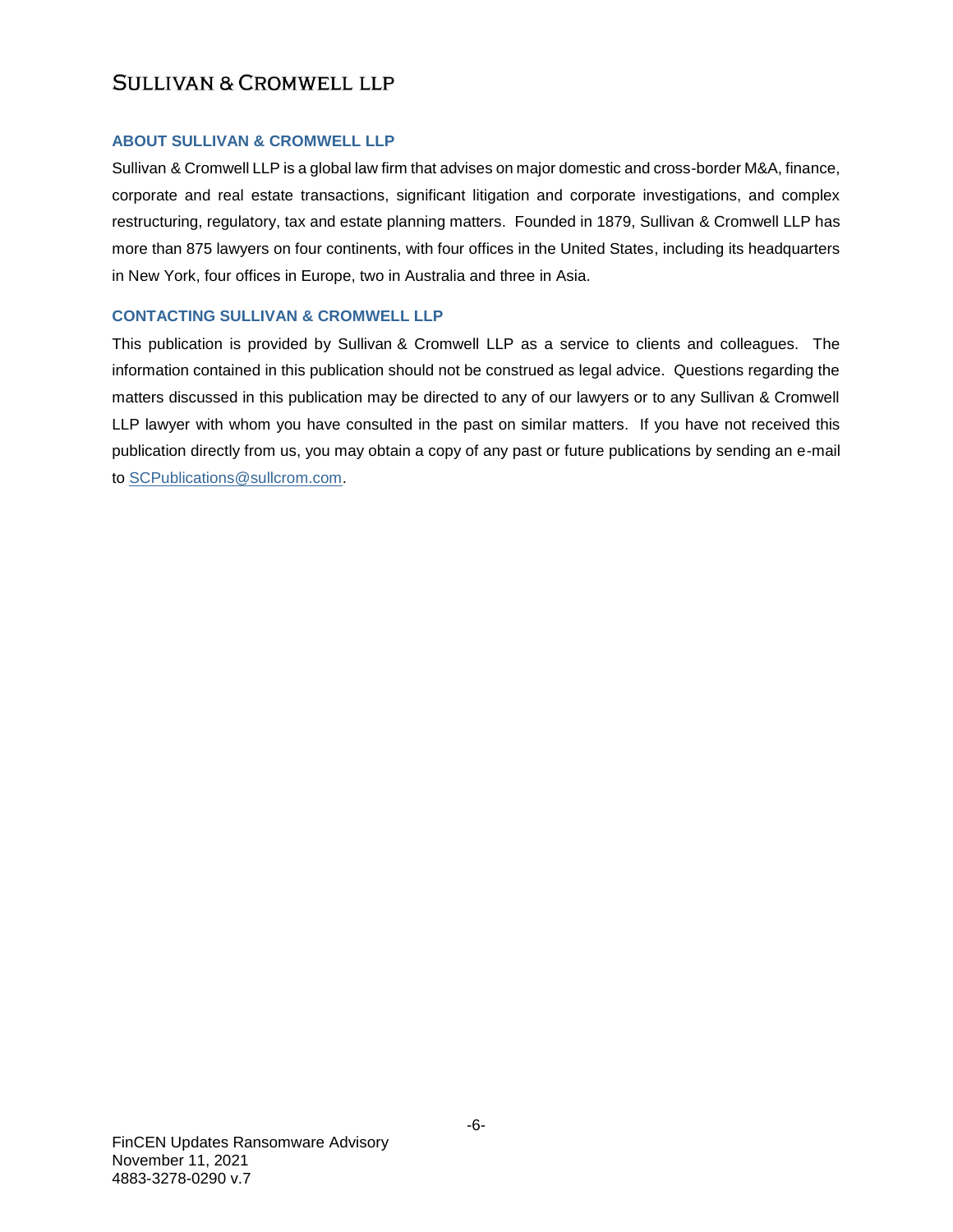## ABOUT SULLIVAN & CROMWELL LLP

Sullivan & Cromwell LLP is a global law firm that advises on major domestic and cross-border M&A, finance, corporate and real estate transactions, significant litigation and corporate investigations, and complex restructuring, regulatory, tax and estate planning matters. Founded in 1879, Sullivan & Cromwell LLP has more than 875 lawyers on four continents, with four offices in the United States, including its headquarters in New York, four offices in Europe, two in Australia and three in Asia.

## CONTACTING SULLIVAN & CROMWELL LLP

This publication is provided by Sullivan & Cromwell LLP as a service to clients and colleagues. The information contained in this publication should not be construed as legal advice. Questions regarding the matters discussed in this publication may be directed to any of our lawyers or to any Sullivan & Cromwell LLP lawyer with whom you have consulted in the past on similar matters. If you have not received this publication directly from us, you may obtain a copy of any past or future publications by sending an e-mail to SCPublications@sullcrom.com.